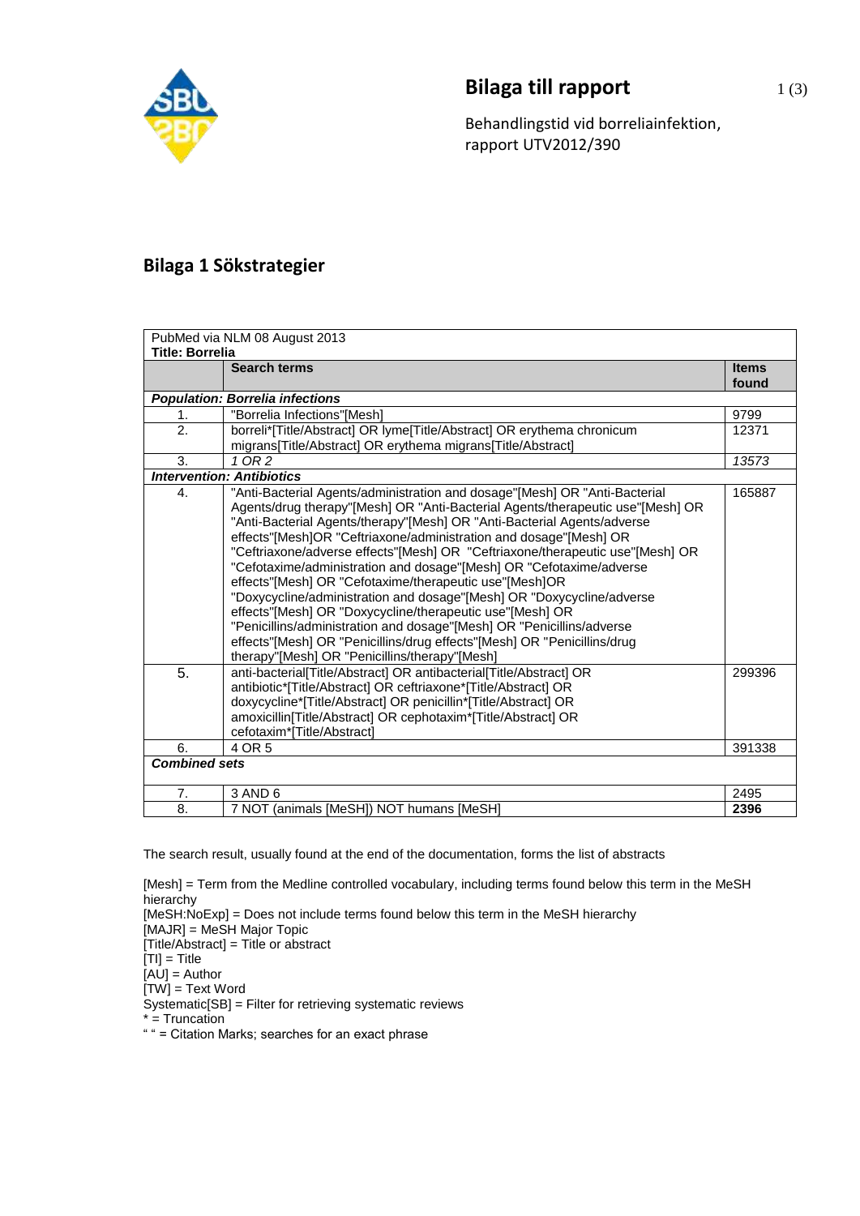# Bilaga till rapport

Behandlingstid vid borreliainfektion, rapport UTV2012/390

## Bilaga 1 Sökstrategier

| PubMed via NLM 08 August 2013<br>**Title: Borrelia** | | |
|---|---|---|
| | **Search terms** | **Items found** |
| ***Population: Borrelia infections*** | | |
| 1. | "Borrelia Infections"[Mesh] | 9799 |
| 2. | borreli*[Title/Abstract] OR lyme[Title/Abstract] OR erythema chronicum migrans[Title/Abstract] OR erythema migrans[Title/Abstract] | 12371 |
| 3. | *1 OR 2* | *13573* |
| ***Intervention: Antibiotics*** | | |
| 4. | "Anti-Bacterial Agents/administration and dosage"[Mesh] OR "Anti-Bacterial Agents/drug therapy"[Mesh] OR "Anti-Bacterial Agents/therapeutic use"[Mesh] OR "Anti-Bacterial Agents/therapy"[Mesh] OR "Anti-Bacterial Agents/adverse effects"[Mesh]OR "Ceftriaxone/administration and dosage"[Mesh] OR "Ceftriaxone/adverse effects"[Mesh] OR "Ceftriaxone/therapeutic use"[Mesh] OR "Cefotaxime/administration and dosage"[Mesh] OR "Cefotaxime/adverse effects"[Mesh] OR "Cefotaxime/therapeutic use"[Mesh]OR "Doxycycline/administration and dosage"[Mesh] OR "Doxycycline/adverse effects"[Mesh] OR "Doxycycline/therapeutic use"[Mesh] OR "Penicillins/administration and dosage"[Mesh] OR "Penicillins/adverse effects"[Mesh] OR "Penicillins/drug effects"[Mesh] OR "Penicillins/drug therapy"[Mesh] OR "Penicillins/therapy"[Mesh] | 165887 |
| 5. | anti-bacterial[Title/Abstract] OR antibacterial[Title/Abstract] OR antibiotic*[Title/Abstract] OR ceftriaxone*[Title/Abstract] OR doxycycline*[Title/Abstract] OR penicillin*[Title/Abstract] OR amoxicillin[Title/Abstract] OR cephotaxim*[Title/Abstract] OR cefotaxim*[Title/Abstract] | 299396 |
| 6. | 4 OR 5 | 391338 |
| ***Combined sets*** | | |
| 7. | 3 AND 6 | 2495 |
| 8. | 7 NOT (animals [MeSH]) NOT humans [MeSH] | **2396** |

The search result, usually found at the end of the documentation, forms the list of abstracts

[Mesh] = Term from the Medline controlled vocabulary, including terms found below this term in the MeSH hierarchy
[MeSH:NoExp] = Does not include terms found below this term in the MeSH hierarchy
[MAJR] = MeSH Major Topic
[Title/Abstract] = Title or abstract
[TI] = Title
[AU] = Author
[TW] = Text Word
Systematic[SB] = Filter for retrieving systematic reviews
* = Truncation
" " = Citation Marks; searches for an exact phrase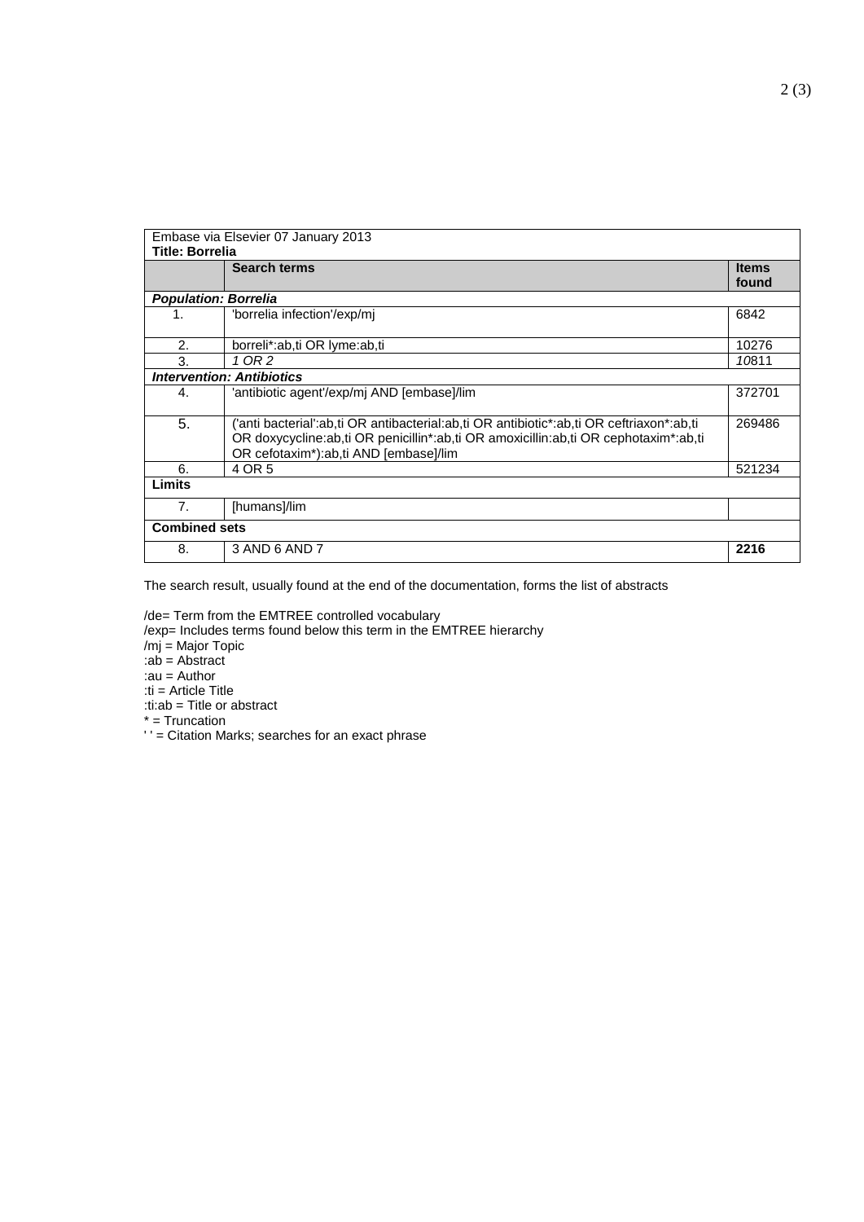| Embase via Elsevier 07 January 2013<br>**Title: Borrelia** | | |
|---|---|---|
| | **Search terms** | **Items found** |
| ***Population: Borrelia*** | | |
| 1. | 'borrelia infection'/exp/mj | 6842 |
| 2. | borreli*:ab,ti OR lyme:ab,ti | 10276 |
| 3. | *1 OR 2* | *10*811 |
| ***Intervention: Antibiotics*** | | |
| 4. | 'antibiotic agent'/exp/mj AND [embase]/lim | 372701 |
| 5. | ('anti bacterial':ab,ti OR antibacterial:ab,ti OR antibiotic*:ab,ti OR ceftriaxon*:ab,ti OR doxycycline:ab,ti OR penicillin*:ab,ti OR amoxicillin:ab,ti OR cephotaxim*:ab,ti OR cefotaxim*):ab,ti AND [embase]/lim | 269486 |
| 6. | 4 OR 5 | 521234 |
| **Limits** | | |
| 7. | [humans]/lim | |
| **Combined sets** | | |
| 8. | 3 AND 6 AND 7 | **2216** |

The search result, usually found at the end of the documentation, forms the list of abstracts

/de= Term from the EMTREE controlled vocabulary
/exp= Includes terms found below this term in the EMTREE hierarchy
/mj = Major Topic
:ab = Abstract
:au = Author
:ti = Article Title
:ti:ab = Title or abstract
* = Truncation
' ' = Citation Marks; searches for an exact phrase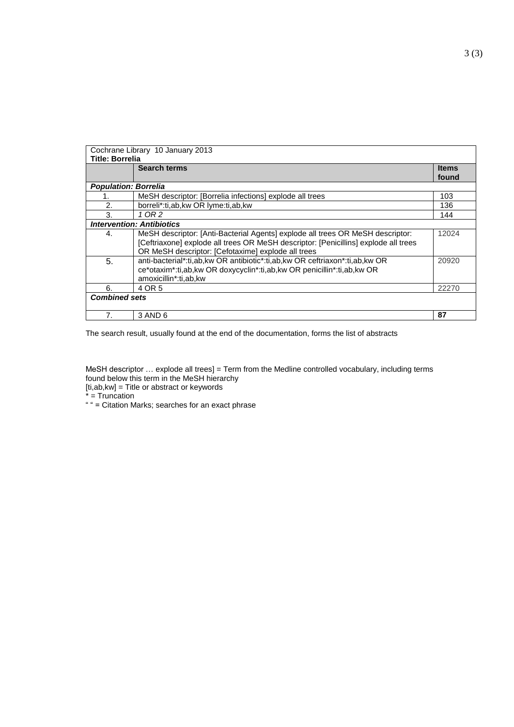| Cochrane Library 10 January 2013 **Title: Borrelia** | | |
|---|---|---|
| | **Search terms** | **Items found** |
| ***Population: Borrelia*** | | |
| 1. | MeSH descriptor: [Borrelia infections] explode all trees | 103 |
| 2. | borreli*:ti,ab,kw OR lyme:ti,ab,kw | 136 |
| 3. | *1 OR 2* | 144 |
| ***Intervention: Antibiotics*** | | |
| 4. | MeSH descriptor: [Anti-Bacterial Agents] explode all trees OR MeSH descriptor: [Ceftriaxone] explode all trees OR MeSH descriptor: [Penicillins] explode all trees OR MeSH descriptor: [Cefotaxime] explode all trees | 12024 |
| 5. | anti-bacterial*:ti,ab,kw OR antibiotic*:ti,ab,kw OR ceftriaxon*:ti,ab,kw OR ce*otaxim*:ti,ab,kw OR doxycyclin*:ti,ab,kw OR penicillin*:ti,ab,kw OR amoxicillin*:ti,ab,kw | 20920 |
| 6. | 4 OR 5 | 22270 |
| ***Combined sets*** | | |
| 7. | 3 AND 6 | **87** |

The search result, usually found at the end of the documentation, forms the list of abstracts

MeSH descriptor … explode all trees] = Term from the Medline controlled vocabulary, including terms found below this term in the MeSH hierarchy
[ti,ab,kw] = Title or abstract or keywords
* = Truncation
" " = Citation Marks; searches for an exact phrase